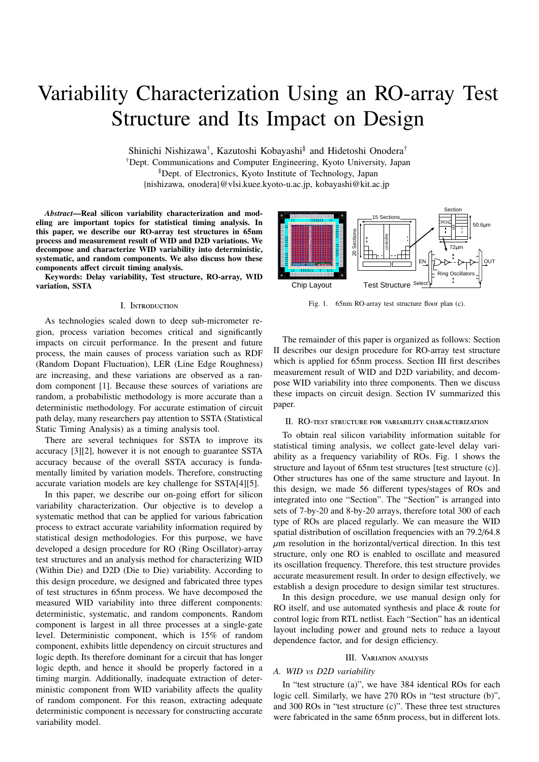# Variability Characterization Using an RO-array Test Structure and Its Impact on Design

Shinichi Nishizawa[†], Kazutoshi Kobayashi[§] and Hidetoshi Onodera[†]
[†]Dept. Communications and Computer Engineering, Kyoto University, Japan
[§]Dept. of Electronics, Kyoto Institute of Technology, Japan
{nishizawa, onodera}@vlsi.kuee.kyoto-u.ac.jp, kobayashi@kit.ac.jp

***Abstract*—Real silicon variability characterization and modeling are important topics for statistical timing analysis. In this paper, we describe our RO-array test structures in 65nm process and measurement result of WID and D2D variations. We decompose and characterize WID variability into deterministic, systematic, and random components. We also discuss how these components affect circuit timing analysis.**

**Keywords: Delay variability, Test structure, RO-array, WID variation, SSTA**

## I. Introduction

As technologies scaled down to deep sub-micrometer region, process variation becomes critical and significantly impacts on circuit performance. In the present and future process, the main causes of process variation such as RDF (Random Dopant Fluctuation), LER (Line Edge Roughness) are increasing, and these variations are observed as a random component [1]. Because these sources of variations are random, a probabilistic methodology is more accurate than a deterministic methodology. For accurate estimation of circuit path delay, many researchers pay attention to SSTA (Statistical Static Timing Analysis) as a timing analysis tool.

There are several techniques for SSTA to improve its accuracy [3][2], however it is not enough to guarantee SSTA accuracy because of the overall SSTA accuracy is fundamentally limited by variation models. Therefore, constructing accurate variation models are key challenge for SSTA[4][5].

In this paper, we describe our on-going effort for silicon variability characterization. Our objective is to develop a systematic method that can be applied for various fabrication process to extract accurate variability information required by statistical design methodologies. For this purpose, we have developed a design procedure for RO (Ring Oscillator)-array test structures and an analysis method for characterizing WID (Within Die) and D2D (Die to Die) variability. According to this design procedure, we designed and fabricated three types of test structures in 65nm process. We have decomposed the measured WID variability into three different components: deterministic, systematic, and random components. Random component is largest in all three processes at a single-gate level. Deterministic component, which is 15% of random component, exhibits little dependency on circuit structures and logic depth. Its therefore dominant for a circuit that has longer logic depth, and hence it should be properly factored in a timing margin. Additionally, inadequate extraction of deterministic component from WID variability affects the quality of random component. For this reason, extracting adequate deterministic component is necessary for constructing accurate variability model.

Fig. 1. 65nm RO-array test structure floor plan (c).

The remainder of this paper is organized as follows: Section II describes our design procedure for RO-array test structure which is applied for 65nm process. Section III first describes measurement result of WID and D2D variability, and decompose WID variability into three components. Then we discuss these impacts on circuit design. Section IV summarized this paper.

## II. RO-test structure for variability characterization

To obtain real silicon variability information suitable for statistical timing analysis, we collect gate-level delay variability as a frequency variability of ROs. Fig. 1 shows the structure and layout of 65nm test structures [test structure (c)]. Other structures has one of the same structure and layout. In this design, we made 56 different types/stages of ROs and integrated into one "Section". The "Section" is arranged into sets of 7-by-20 and 8-by-20 arrays, therefore total 300 of each type of ROs are placed regularly. We can measure the WID spatial distribution of oscillation frequencies with an 79.2/64.8 $\mu$m resolution in the horizontal/vertical direction. In this test structure, only one RO is enabled to oscillate and measured its oscillation frequency. Therefore, this test structure provides accurate measurement result. In order to design effectively, we establish a design procedure to design similar test structures.

In this design procedure, we use manual design only for RO itself, and use automated synthesis and place & route for control logic from RTL netlist. Each "Section" has an identical layout including power and ground nets to reduce a layout dependence factor, and for design efficiency.

## III. Variation analysis

### A. WID vs D2D variability

In "test structure (a)", we have 384 identical ROs for each logic cell. Similarly, we have 270 ROs in "test structure (b)", and 300 ROs in "test structure (c)". These three test structures were fabricated in the same 65nm process, but in different lots.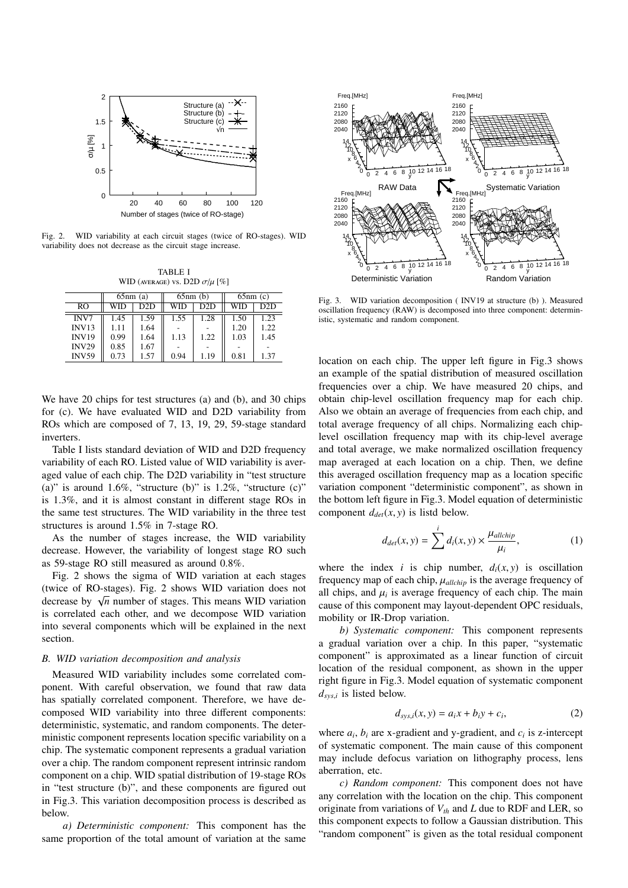Fig. 2. WID variability at each circuit stages (twice of RO-stages). WID variability does not decrease as the circuit stage increase.

TABLE I
WID (AVERAGE) VS. D2D $\sigma/\mu$ [%]

| | 65nm (a) | | 65nm (b) | | 65nm (c) | |
|---|---|---|---|---|---|---|
| RO | WID | D2D | WID | D2D | WID | D2D |
| INV7 | 1.45 | 1.59 | 1.55 | 1.28 | 1.50 | 1.23 |
| INV13 | 1.11 | 1.64 | - | - | 1.20 | 1.22 |
| INV19 | 0.99 | 1.64 | 1.13 | 1.22 | 1.03 | 1.45 |
| INV29 | 0.85 | 1.67 | - | - | - | - |
| INV59 | 0.73 | 1.57 | 0.94 | 1.19 | 0.81 | 1.37 |

We have 20 chips for test structures (a) and (b), and 30 chips for (c). We have evaluated WID and D2D variability from ROs which are composed of 7, 13, 19, 29, 59-stage standard inverters.

Table I lists standard deviation of WID and D2D frequency variability of each RO. Listed value of WID variability is averaged value of each chip. The D2D variability in "test structure (a)" is around 1.6%, "structure (b)" is 1.2%, "structure (c)" is 1.3%, and it is almost constant in different stage ROs in the same test structures. The WID variability in the three test structures is around 1.5% in 7-stage RO.

As the number of stages increase, the WID variability decrease. However, the variability of longest stage RO such as 59-stage RO still measured as around 0.8%.

Fig. 2 shows the sigma of WID variation at each stages (twice of RO-stages). Fig. 2 shows WID variation does not decrease by $\sqrt{n}$ number of stages. This means WID variation is correlated each other, and we decompose WID variation into several components which will be explained in the next section.

### B. WID variation decomposition and analysis

Measured WID variability includes some correlated component. With careful observation, we found that raw data has spatially correlated component. Therefore, we have decomposed WID variability into three different components: deterministic, systematic, and random components. The deterministic component represents location specific variability on a chip. The systematic component represents a gradual variation over a chip. The random component represent intrinsic random component on a chip. WID spatial distribution of 19-stage ROs in "test structure (b)", and these components are figured out in Fig.3. This variation decomposition process is described as below.

*a) Deterministic component:* This component has the same proportion of the total amount of variation at the same location on each chip. The upper left figure in Fig.3 shows an example of the spatial distribution of measured oscillation frequencies over a chip. We have measured 20 chips, and obtain chip-level oscillation frequency map for each chip. Also we obtain an average of frequencies from each chip, and total average frequency of all chips. Normalizing each chip-level oscillation frequency map with its chip-level average and total average, we make normalized oscillation frequency map averaged at each location on a chip. Then, we define this averaged oscillation frequency map as a location specific variation component "deterministic component", as shown in the bottom left figure in Fig.3. Model equation of deterministic component $d_{det}(x, y)$ is listd below.

$$d_{det}(x, y) = \sum^{i} d_i(x, y) \times \frac{\mu_{allchip}}{\mu_i}, \tag{1}$$

where the index $i$ is chip number, $d_i(x, y)$ is oscillation frequency map of each chip, $\mu_{allchip}$ is the average frequency of all chips, and $\mu_i$ is average frequency of each chip. The main cause of this component may layout-dependent OPC residuals, mobility or IR-Drop variation.

*b) Systematic component:* This component represents a gradual variation over a chip. In this paper, "systematic component" is approximated as a linear function of circuit location of the residual component, as shown in the upper right figure in Fig.3. Model equation of systematic component $d_{sys,i}$ is listed below.

$$d_{sys,i}(x, y) = a_i x + b_i y + c_i, \tag{2}$$

where $a_i$, $b_i$ are x-gradient and y-gradient, and $c_i$ is z-intercept of systematic component. The main cause of this component may include defocus variation on lithography process, lens aberration, etc.

*c) Random component:* This component does not have any correlation with the location on the chip. This component originate from variations of $V_{th}$ and $L$ due to RDF and LER, so this component expects to follow a Gaussian distribution. This "random component" is given as the total residual component

Fig. 3. WID variation decomposition ( INV19 at structure (b) ). Measured oscillation frequency (RAW) is decomposed into three component: deterministic, systematic and random component.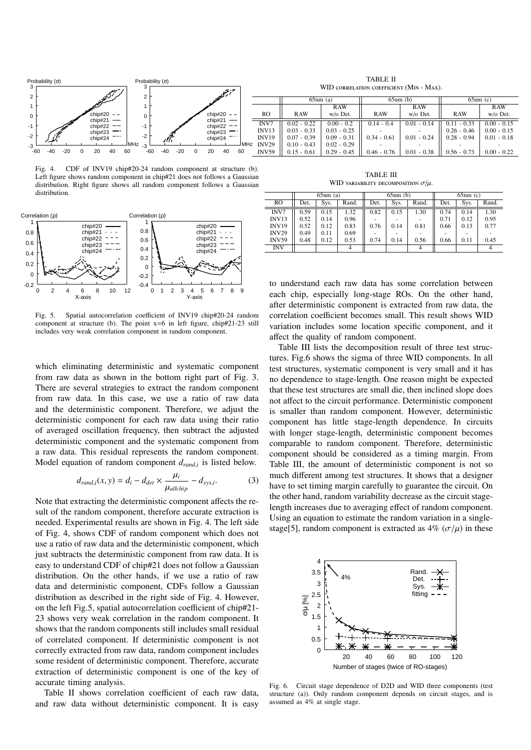Fig. 4. CDF of INV19 chip#20-24 random component at structure (b). Left figure shows random component in chip#21 does not follows a Gaussian distribution. Right figure shows all random component follows a Gaussian distribution.

Fig. 5. Spatial autocorrelation coefficient of INV19 chip#20-24 random component at structure (b). The point x=6 in left figure, chip#21-23 still includes very weak correlation component in random component.

which eliminating deterministic and systematic component from raw data as shown in the bottom right part of Fig. 3. There are several strategies to extract the random component from raw data. In this case, we use a ratio of raw data and the deterministic component. Therefore, we adjust the deterministic component for each raw data using their ratio of averaged oscillation frequency, then subtract the adjusted deterministic component and the systematic component from a raw data. This residual represents the random component. Model equation of random component $d_{rand,i}$ is listed below.

$$d_{rand,i}(x,y) = d_i - d_{det} \times \frac{\mu_i}{\mu_{allchip}} - d_{sys,i}. \tag{3}$$

Note that extracting the deterministic component affects the result of the random component, therefore accurate extraction is needed. Experimental results are shown in Fig. 4. The left side of Fig. 4, shows CDF of random component which does not use a ratio of raw data and the deterministic component, which just subtracts the deterministic component from raw data. It is easy to understand CDF of chip#21 does not follow a Gaussian distribution. On the other hands, if we use a ratio of raw data and deterministic component, CDFs follow a Gaussian distribution as described in the right side of Fig. 4. However, on the left Fig.5, spatial autocorrelation coefficient of chip#21-23 shows very weak correlation in the random component. It shows that the random components still includes small residual of correlated component. If deterministic component is not correctly extracted from raw data, random component includes some resident of deterministic component. Therefore, accurate extraction of deterministic component is one of the key of accurate timing analysis.

Table II shows correlation coefficient of each raw data, and raw data without deterministic component. It is easy to understand each raw data has some correlation between each chip, especially long-stage ROs. On the other hand, after deterministic component is extracted from raw data, the correlation coefficient becomes small. This result shows WID variation includes some location specific component, and it affect the quality of random component.

TABLE II
WID correlation coefficient (Min - Max).

| | 65nm (a) | | 65nm (b) | | 65nm (c) | |
|---|---|---|---|---|---|---|
| RO | RAW | RAW w/o Det. | RAW | RAW w/o Det. | RAW | RAW w/o Det. |
| INV7 | 0.02 - 0.22 | 0.00 - 0.2 | 0.14 - 0.4 | 0.01 - 0.14 | 0.11 - 0.33 | 0.00 - 0.15 |
| INV13 | 0.03 - 0.33 | 0.03 - 0.25 | - | - | 0.26 - 0.46 | 0.00 - 0.15 |
| INV19 | 0.07 - 0.39 | 0.09 - 0.31 | 0.34 - 0.61 | 0.01 - 0.24 | 0.28 - 0.94 | 0.01 - 0.18 |
| INV29 | 0.10 - 0.43 | 0.02 - 0.29 | - | - | - | - |
| INV59 | 0.15 - 0.61 | 0.29 - 0.45 | 0.46 - 0.76 | 0.01 - 0.38 | 0.56 - 0.73 | 0.00 - 0.22 |

TABLE III
WID variability decomposition $\sigma/\mu$.

| | 65nm (a) | | | 65nm (b) | | | 65nm (c) | | |
|---|---|---|---|---|---|---|---|---|---|
| RO | Det. | Sys. | Rand. | Det. | Sys. | Rand. | Det. | Sys. | Rand. |
| INV7 | 0.59 | 0.15 | 1.32 | 0.82 | 0.15 | 1.30 | 0.74 | 0.14 | 1.30 |
| INV13 | 0.52 | 0.14 | 0.96 | - | - | - | 0.71 | 0.12 | 0.95 |
| INV19 | 0.52 | 0.12 | 0.83 | 0.76 | 0.14 | 0.81 | 0.66 | 0.13 | 0.77 |
| INV29 | 0.49 | 0.11 | 0.69 | - | - | - | - | - | - |
| INV59 | 0.48 | 0.12 | 0.53 | 0.74 | 0.14 | 0.56 | 0.66 | 0.11 | 0.45 |
| INV | | | 4 | | | 4 | | | 4 |

Table III lists the decomposition result of three test structures. Fig.6 shows the sigma of three WID components. In all test structures, systematic component is very small and it has no dependence to stage-length. One reason might be expected that these test structures are small die, then inclined slope does not affect to the circuit performance. Deterministic component is smaller than random component. However, deterministic component has little stage-length dependence. In circuits with longer stage-length, deterministic component becomes comparable to random component. Therefore, deterministic component should be considered as a timing margin. From Table III, the amount of deterministic component is not so much different among test structures. It shows that a designer have to set timing margin carefully to guarantee the circuit. On the other hand, random variability decrease as the circuit stage-length increases due to averaging effect of random component. Using an equation to estimate the random variation in a single-stage[5], random component is extracted as 4% ($\sigma/\mu$) in these

Fig. 6. Circuit stage dependence of D2D and WID three components (test structure (a)). Only random component depends on circuit stages, and is assumed as 4% at single stage.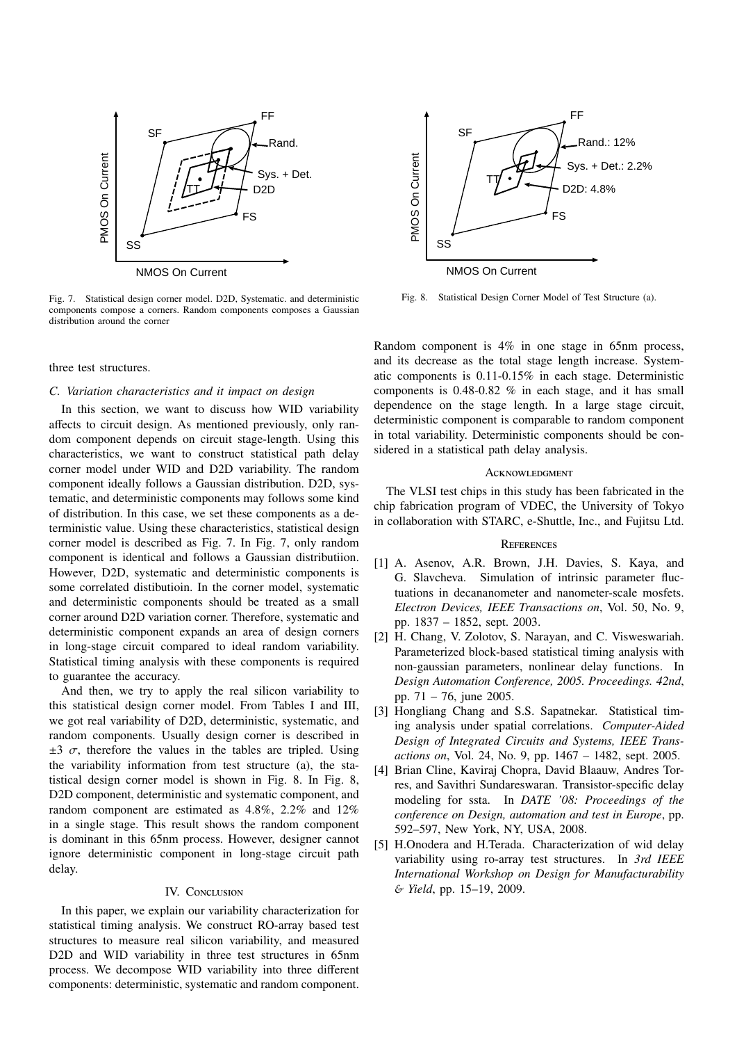FF

SF

Rand.

Sys. + Det.

TT

D2D

FS

SS

PMOS On Current

NMOS On Current

Fig. 7. Statistical design corner model. D2D, Systematic. and deterministic components compose a corners. Random components composes a Gaussian distribution around the corner

FF

SF

Rand.: 12%

Sys. + Det.: 2.2%

TT

D2D: 4.8%

FS

SS

PMOS On Current

NMOS On Current

Fig. 8. Statistical Design Corner Model of Test Structure (a).

three test structures.

### *C. Variation characteristics and it impact on design*

In this section, we want to discuss how WID variability affects to circuit design. As mentioned previously, only random component depends on circuit stage-length. Using this characteristics, we want to construct statistical path delay corner model under WID and D2D variability. The random component ideally follows a Gaussian distribution. D2D, systematic, and deterministic components may follows some kind of distribution. In this case, we set these components as a deterministic value. Using these characteristics, statistical design corner model is described as Fig. 7. In Fig. 7, only random component is identical and follows a Gaussian distributiion. However, D2D, systematic and deterministic components is some correlated distibutioin. In the corner model, systematic and deterministic components should be treated as a small corner around D2D variation corner. Therefore, systematic and deterministic component expands an area of design corners in long-stage circuit compared to ideal random variability. Statistical timing analysis with these components is required to guarantee the accuracy.

And then, we try to apply the real silicon variability to this statistical design corner model. From Tables I and III, we got real variability of D2D, deterministic, systematic, and random components. Usually design corner is described in $\pm 3\ \sigma$, therefore the values in the tables are tripled. Using the variability information from test structure (a), the statistical design corner model is shown in Fig. 8. In Fig. 8, D2D component, deterministic and systematic component, and random component are estimated as 4.8%, 2.2% and 12% in a single stage. This result shows the random component is dominant in this 65nm process. However, designer cannot ignore deterministic component in long-stage circuit path delay.

## IV. Conclusion

In this paper, we explain our variability characterization for statistical timing analysis. We construct RO-array based test structures to measure real silicon variability, and measured D2D and WID variability in three test structures in 65nm process. We decompose WID variability into three different components: deterministic, systematic and random component. Random component is 4% in one stage in 65nm process, and its decrease as the total stage length increase. Systematic components is 0.11-0.15% in each stage. Deterministic components is 0.48-0.82 % in each stage, and it has small dependence on the stage length. In a large stage circuit, deterministic component is comparable to random component in total variability. Deterministic components should be considered in a statistical path delay analysis.

## Acknowledgment

The VLSI test chips in this study has been fabricated in the chip fabrication program of VDEC, the University of Tokyo in collaboration with STARC, e-Shuttle, Inc., and Fujitsu Ltd.

## References

[1] A. Asenov, A.R. Brown, J.H. Davies, S. Kaya, and G. Slavcheva. Simulation of intrinsic parameter fluctuations in decananometer and nanometer-scale mosfets. *Electron Devices, IEEE Transactions on*, Vol. 50, No. 9, pp. 1837 – 1852, sept. 2003.

[2] H. Chang, V. Zolotov, S. Narayan, and C. Visweswariah. Parameterized block-based statistical timing analysis with non-gaussian parameters, nonlinear delay functions. In *Design Automation Conference, 2005. Proceedings. 42nd*, pp. 71 – 76, june 2005.

[3] Hongliang Chang and S.S. Sapatnekar. Statistical timing analysis under spatial correlations. *Computer-Aided Design of Integrated Circuits and Systems, IEEE Transactions on*, Vol. 24, No. 9, pp. 1467 – 1482, sept. 2005.

[4] Brian Cline, Kaviraj Chopra, David Blaauw, Andres Torres, and Savithri Sundareswaran. Transistor-specific delay modeling for ssta. In *DATE '08: Proceedings of the conference on Design, automation and test in Europe*, pp. 592–597, New York, NY, USA, 2008.

[5] H.Onodera and H.Terada. Characterization of wid delay variability using ro-array test structures. In *3rd IEEE International Workshop on Design for Manufacturability & Yield*, pp. 15–19, 2009.